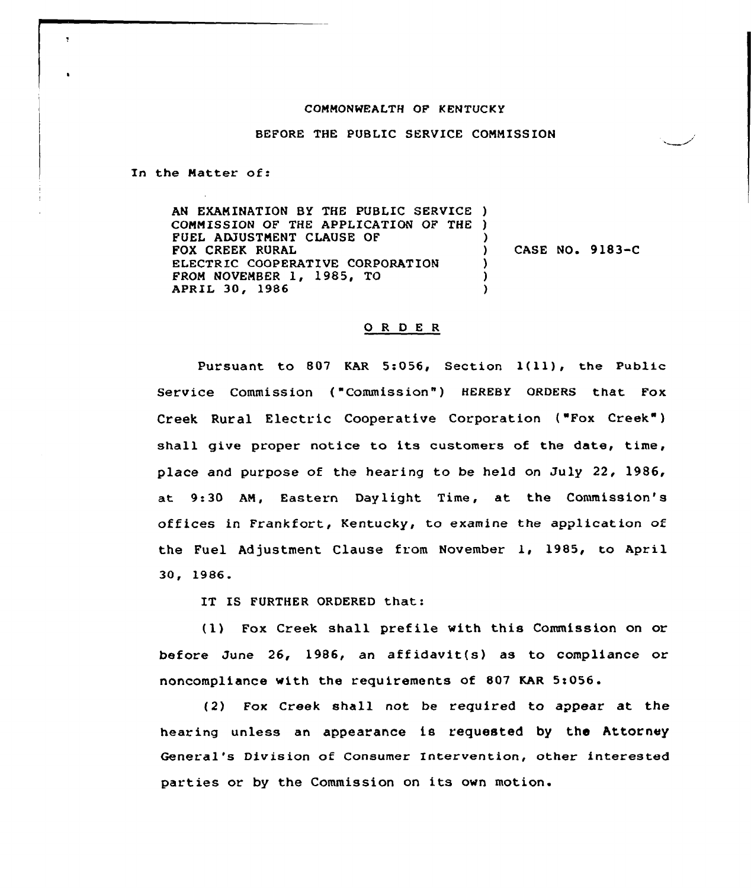COMMONWEALTH OF KENTUCKY

BEFORE THE PUBLIC SERVICE COMMISSION

In the Matter of:

AN EXAMINATION BY THE PUBLIC SERVICE COMMISSION OF THE APPLICATION OF THE FUEL ADJUSTMENT CLAUSE OF FOX CREEK RURAL ELECTRIC COOPERATIVE CORPORATION FROM NOVEMBER 1, 1985, TO APRIL 30, 1986 ) CASE NO. 9183-C

## O R D E R

Pursuant to 807 KAR 5:056, Section 1(11), the Public Service Commission ("Commission") HEREBY ORDERS that Fox Creek Rural Electric Cooperative Corporation ("Fox Creek") shall give proper notice to its customers of the date, time, place and purpose of the hearing to be held on July 22, 1986, at 9:30 AM, Eastern Daylight Time, at the Commission's offices in Frankfort, Kentucky, to examine the application of the Fuel Adjustment Clause from November 1, 1985, to April 30, 1986.

IT IS FURTHER ORDERED that:

(1) Fox Creek shall prefile with this Commission on or before June 26, 1986, an affidavit(s) as to compliance or noncompliance with the requirements of 807 KAR 5:056.

(2) Fox Creek shall not be required to appear at the hearing unless an appearance is requested by the Attorney General's Division of Consumer Intervention, other interested parties or by the Commission on its own motion.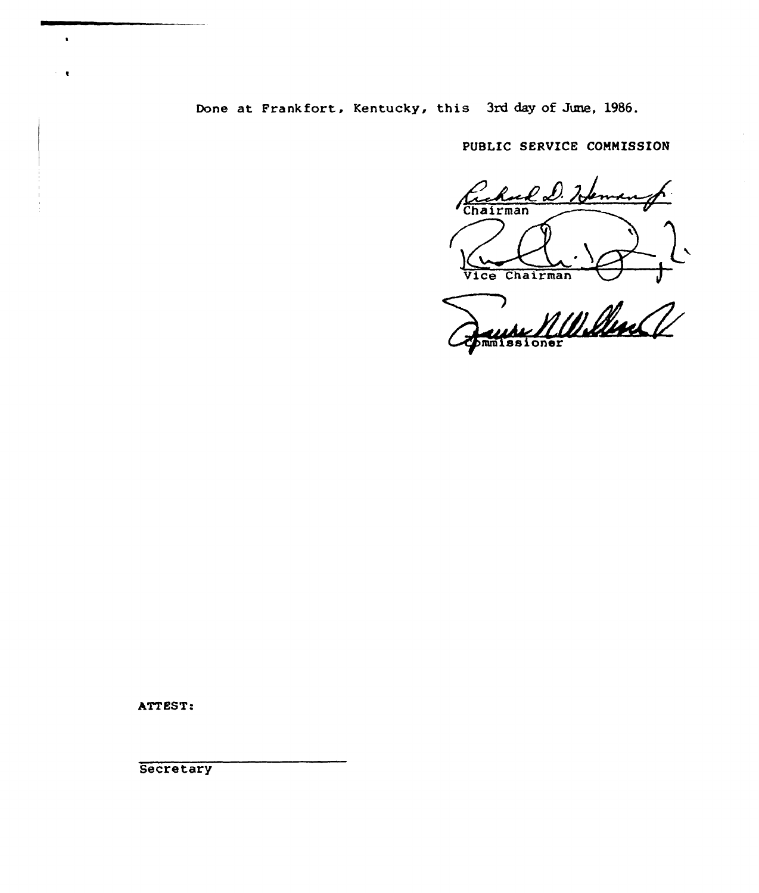Done at Frankfort, Kentucky, this 3rd day of June, 1986.

PUBLIC SERVICE COMMISSION

Chairman

Vice Chairman

Commissioner

ATTEST:

Secretary